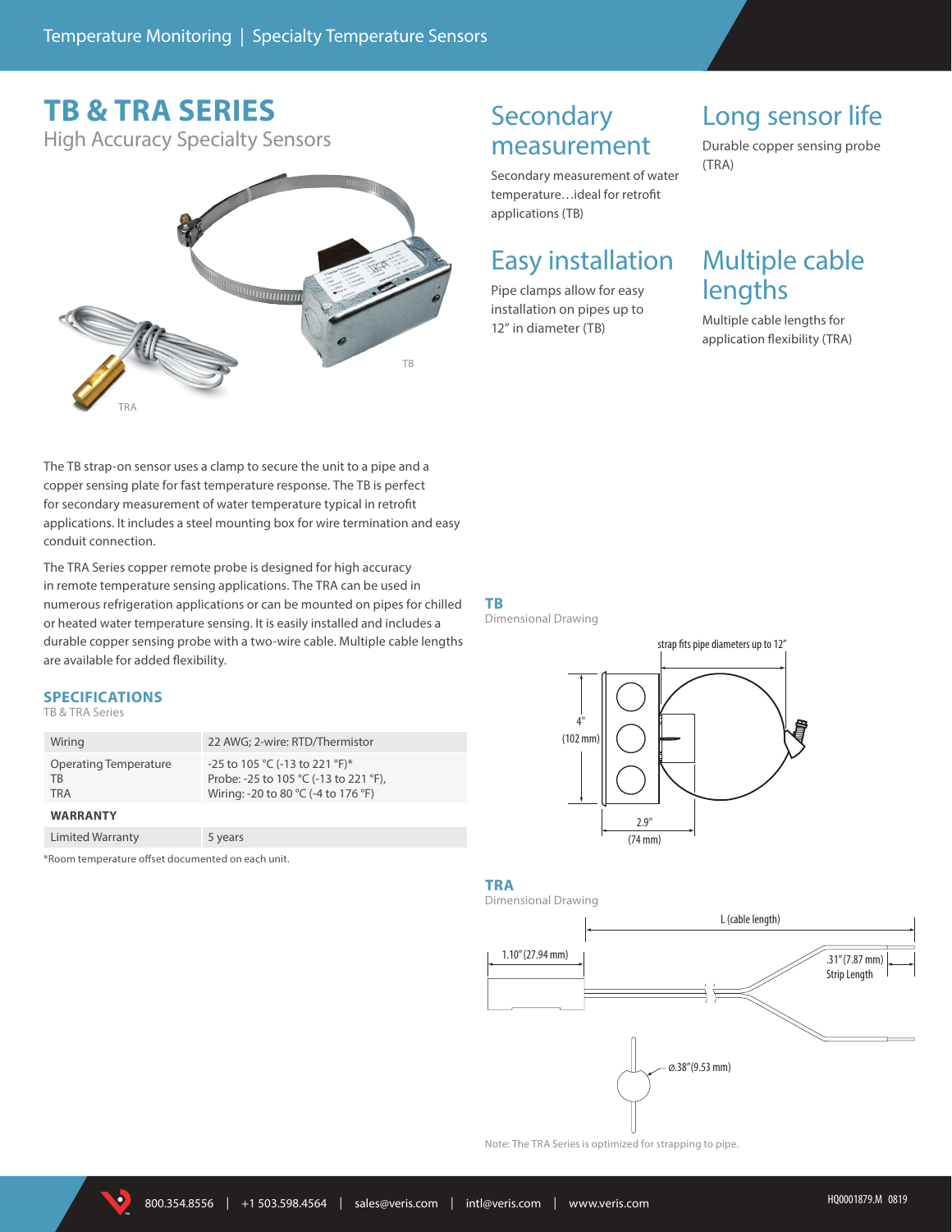# TB & TRA SERIES

High Accuracy Specialty Sensors

TB

TRA

## Secondary measurement

Secondary measurement of water temperature…ideal for retrofit applications (TB)

## Long sensor life

Durable copper sensing probe (TRA)

## Easy installation

Pipe clamps allow for easy installation on pipes up to 12" in diameter (TB)

## Multiple cable lengths

Multiple cable lengths for application flexibility (TRA)

The TB strap-on sensor uses a clamp to secure the unit to a pipe and a copper sensing plate for fast temperature response. The TB is perfect for secondary measurement of water temperature typical in retrofit applications. It includes a steel mounting box for wire termination and easy conduit connection.

The TRA Series copper remote probe is designed for high accuracy in remote temperature sensing applications. The TRA can be used in numerous refrigeration applications or can be mounted on pipes for chilled or heated water temperature sensing. It is easily installed and includes a durable copper sensing probe with a two-wire cable. Multiple cable lengths are available for added flexibility.

## SPECIFICATIONS

TB & TRA Series

| | |
|---|---|
| Wiring | 22 AWG; 2-wire: RTD/Thermistor |
| Operating Temperature<br>TB<br>TRA | -25 to 105 °C (-13 to 221 °F)*<br>Probe: -25 to 105 °C (-13 to 221 °F),<br>Wiring: -20 to 80 °C (-4 to 176 °F) |
| **WARRANTY** | |
| Limited Warranty | 5 years |

*Room temperature offset documented on each unit.

### TB

Dimensional Drawing

strap fits pipe diameters up to 12"

4" (102 mm)

2.9" (74 mm)

### TRA

Dimensional Drawing

L (cable length)

1.10" (27.94 mm)

.31" (7.87 mm) Strip Length

ø.38" (9.53 mm)

Note: The TRA Series is optimized for strapping to pipe.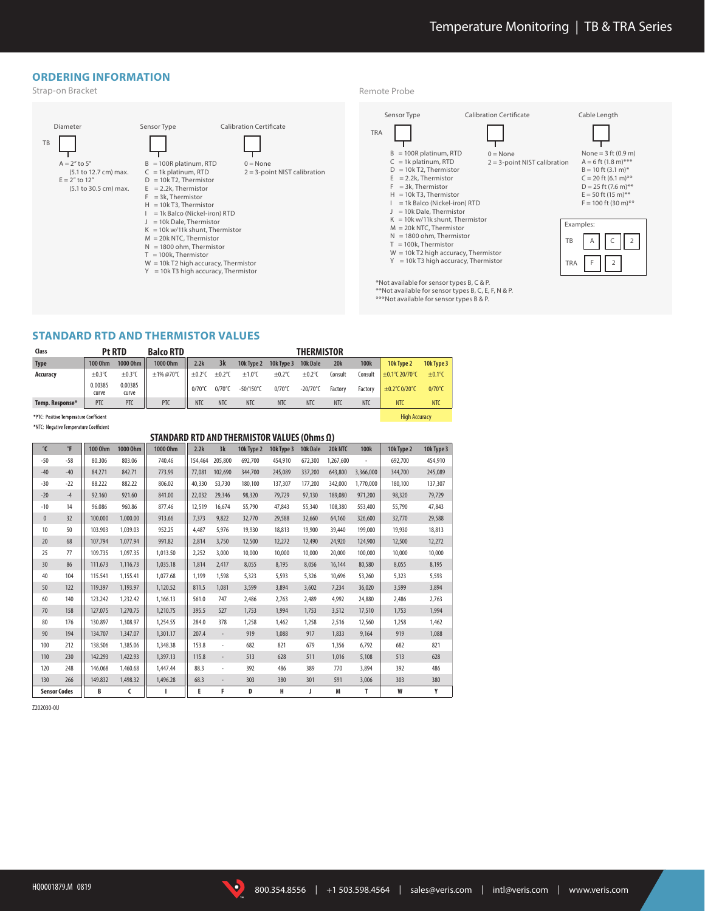## ORDERING INFORMATION

### Strap-on Bracket

TB [ Diameter ] [ Sensor Type ] [ Calibration Certificate ]

**Diameter**
- A = 2" to 5" (5.1 to 12.7 cm) max.
- E = 2" to 12" (5.1 to 30.5 cm) max.

**Sensor Type**
- B = 100R platinum, RTD
- C = 1k platinum, RTD
- D = 10k T2, Thermistor
- E = 2.2k, Thermistor
- F = 3k, Thermistor
- H = 10k T3, Thermistor
- I = 1k Balco (Nickel-iron) RTD
- J = 10k Dale, Thermistor
- K = 10k w/11k shunt, Thermistor
- M = 20k NTC, Thermistor
- N = 1800 ohm, Thermistor
- T = 100k, Thermistor
- W = 10k T2 high accuracy, Thermistor
- Y = 10k T3 high accuracy, Thermistor

**Calibration Certificate**
- 0 = None
- 2 = 3-point NIST calibration

### Remote Probe

TRA [ Sensor Type ] [ Calibration Certificate ] [ Cable Length ]

**Sensor Type**
- B = 100R platinum, RTD
- C = 1k platinum, RTD
- D = 10k T2, Thermistor
- E = 2.2k, Thermistor
- F = 3k, Thermistor
- H = 10k T3, Thermistor
- I = 1k Balco (Nickel-iron) RTD
- J = 10k Dale, Thermistor
- K = 10k w/11k shunt, Thermistor
- M = 20k NTC, Thermistor
- N = 1800 ohm, Thermistor
- T = 100k, Thermistor
- W = 10k T2 high accuracy, Thermistor
- Y = 10k T3 high accuracy, Thermistor

**Calibration Certificate**
- 0 = None
- 2 = 3-point NIST calibration

**Cable Length**
- None = 3 ft (0.9 m)
- A = 6 ft (1.8 m)***
- B = 10 ft (3.1 m)*
- C = 20 ft (6.1 m)**
- D = 25 ft (7.6 m)**
- E = 50 ft (15 m)**
- F = 100 ft (30 m)**

Examples:
- TB A C 2
- TRA F 2

*Not available for sensor types B, C & P.
**Not available for sensor types B, C, E, F, N & P.
***Not available for sensor types B & P.

## STANDARD RTD AND THERMISTOR VALUES

| Class | Pt RTD | | Balco RTD | THERMISTOR | | | | | | | | | |
|---|---|---|---|---|---|---|---|---|---|---|---|---|---|
| **Type** | 100 Ohm | 1000 Ohm | 1000 Ohm | 2.2k | 3k | 10k Type 2 | 10k Type 3 | 10k Dale | 20k | 100k | 10k Type 2 | 10k Type 3 |
| **Accuracy** | ±0.3°C | ±0.3°C | ±1% @70°F | ±0.2°C | ±0.2°C | ±1.0°C | ±0.2°C | ±0.2°C | Consult | Consult | ±0.1°C 20/70°C | ±0.1°C |
| | 0.00385 curve | 0.00385 curve | | 0/70°C | 0/70°C | -50/150°C | 0/70°C | -20/70°C | Factory | Factory | ±0.2°C 0/20°C | 0/70°C |
| **Temp. Response*** | PTC | PTC | PTC | NTC | NTC | NTC | NTC | NTC | NTC | NTC | NTC | NTC |
| | | | | | | | | | | | High Accuracy | |

*PTC: Positive Temperature Coefficient
*NTC: Negative Temperature Coefficient

### STANDARD RTD AND THERMISTOR VALUES (Ohms Ω)

| °C | °F | 100 Ohm | 1000 Ohm | 1000 Ohm | 2.2k | 3k | 10k Type 2 | 10k Type 3 | 10k Dale | 20k NTC | 100k | 10k Type 2 | 10k Type 3 |
|---|---|---|---|---|---|---|---|---|---|---|---|---|---|
| -50 | -58 | 80.306 | 803.06 | 740.46 | 154,464 | 205,800 | 692,700 | 454,910 | 672,300 | 1,267,600 | - | 692,700 | 454,910 |
| -40 | -40 | 84.271 | 842.71 | 773.99 | 77,081 | 102,690 | 344,700 | 245,089 | 337,200 | 643,800 | 3,366,000 | 344,700 | 245,089 |
| -30 | -22 | 88.222 | 882.22 | 806.02 | 40,330 | 53,730 | 180,100 | 137,307 | 177,200 | 342,000 | 1,770,000 | 180,100 | 137,307 |
| -20 | -4 | 92.160 | 921.60 | 841.00 | 22,032 | 29,346 | 98,320 | 79,729 | 97,130 | 189,080 | 971,200 | 98,320 | 79,729 |
| -10 | 14 | 96.086 | 960.86 | 877.46 | 12,519 | 16,674 | 55,790 | 47,843 | 55,340 | 108,380 | 553,400 | 55,790 | 47,843 |
| 0 | 32 | 100.000 | 1,000.00 | 913.66 | 7,373 | 9,822 | 32,770 | 29,588 | 32,660 | 64,160 | 326,600 | 32,770 | 29,588 |
| 10 | 50 | 103.903 | 1,039.03 | 952.25 | 4,487 | 5,976 | 19,930 | 18,813 | 19,900 | 39,440 | 199,000 | 19,930 | 18,813 |
| 20 | 68 | 107.794 | 1,077.94 | 991.82 | 2,814 | 3,750 | 12,500 | 12,272 | 12,490 | 24,920 | 124,900 | 12,500 | 12,272 |
| 25 | 77 | 109.735 | 1,097.35 | 1,013.50 | 2,252 | 3,000 | 10,000 | 10,000 | 10,000 | 20,000 | 100,000 | 10,000 | 10,000 |
| 30 | 86 | 111.673 | 1,116.73 | 1,035.18 | 1,814 | 2,417 | 8,055 | 8,195 | 8,056 | 16,144 | 80,580 | 8,055 | 8,195 |
| 40 | 104 | 115.541 | 1,155.41 | 1,077.68 | 1,199 | 1,598 | 5,323 | 5,593 | 5,326 | 10,696 | 53,260 | 5,323 | 5,593 |
| 50 | 122 | 119.397 | 1,193.97 | 1,120.52 | 811.5 | 1,081 | 3,599 | 3,894 | 3,602 | 7,234 | 36,020 | 3,599 | 3,894 |
| 60 | 140 | 123.242 | 1,232.42 | 1,166.13 | 561.0 | 747 | 2,486 | 2,763 | 2,489 | 4,992 | 24,880 | 2,486 | 2,763 |
| 70 | 158 | 127.075 | 1,270.75 | 1,210.75 | 395.5 | 527 | 1,753 | 1,994 | 1,753 | 3,512 | 17,510 | 1,753 | 1,994 |
| 80 | 176 | 130.897 | 1,308.97 | 1,254.55 | 284.0 | 378 | 1,258 | 1,462 | 1,258 | 2,516 | 12,560 | 1,258 | 1,462 |
| 90 | 194 | 134.707 | 1,347.07 | 1,301.17 | 207.4 | - | 919 | 1,088 | 917 | 1,833 | 9,164 | 919 | 1,088 |
| 100 | 212 | 138.506 | 1,385.06 | 1,348.38 | 153.8 | - | 682 | 821 | 679 | 1,356 | 6,792 | 682 | 821 |
| 110 | 230 | 142.293 | 1,422.93 | 1,397.13 | 115.8 | - | 513 | 628 | 511 | 1,016 | 5,108 | 513 | 628 |
| 120 | 248 | 146.068 | 1,460.68 | 1,447.44 | 88.3 | - | 392 | 486 | 389 | 770 | 3,894 | 392 | 486 |
| 130 | 266 | 149.832 | 1,498.32 | 1,496.28 | 68.3 | - | 303 | 380 | 301 | 591 | 3,006 | 303 | 380 |
| **Sensor Codes** | | B | C | I | E | F | D | H | J | M | T | W | Y |

Z202030-0U

HQ0001879.M 0819

800.354.8556 | +1 503.598.4564 | sales@veris.com | intl@veris.com | www.veris.com